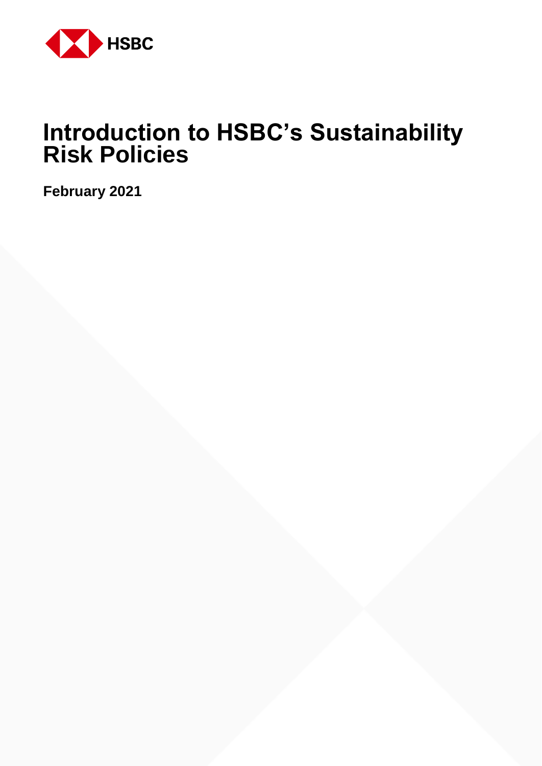HSBC

# Introduction to HSBC's Sustainability Risk Policies

**February 2021**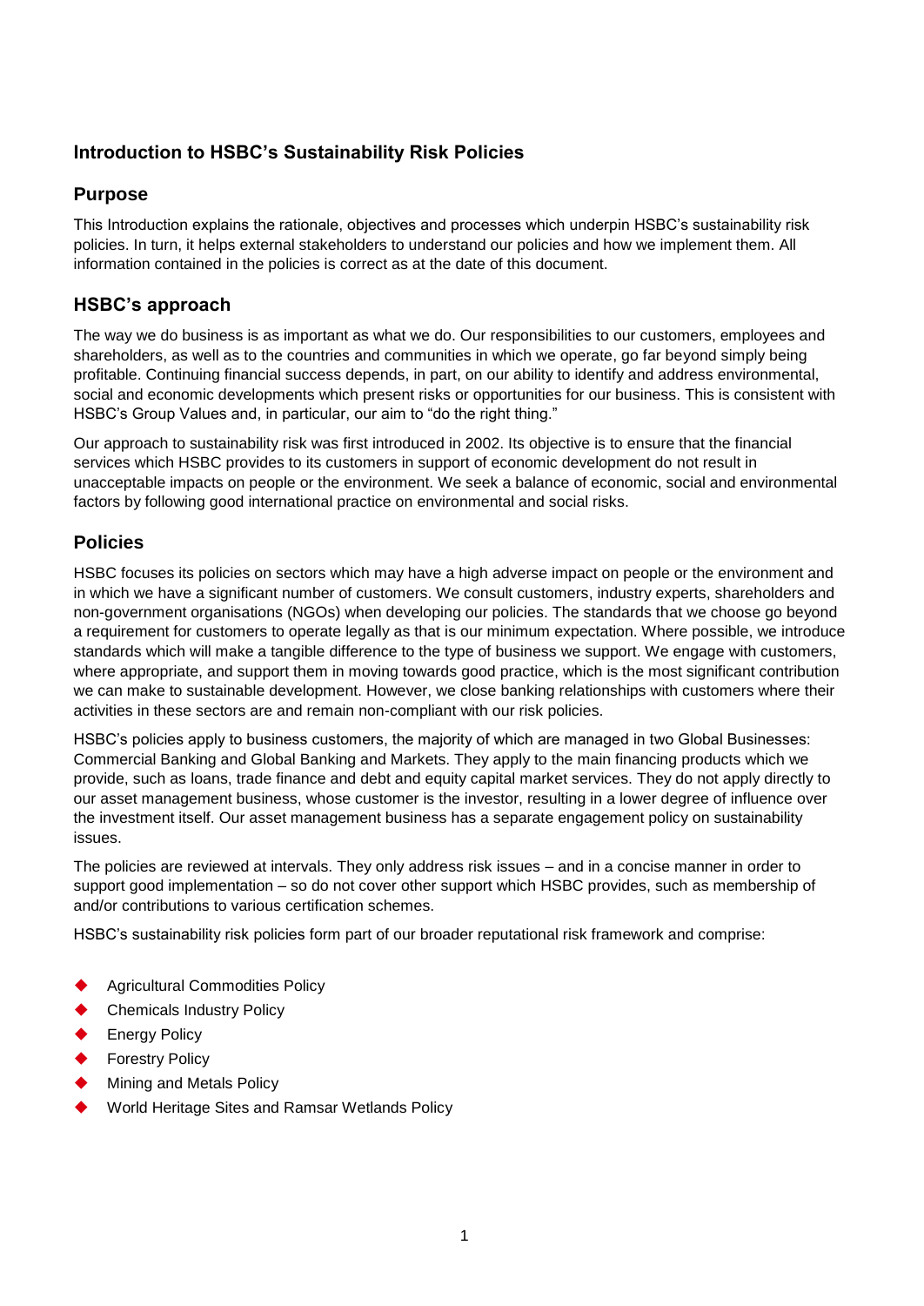## Introduction to HSBC's Sustainability Risk Policies

### Purpose

This Introduction explains the rationale, objectives and processes which underpin HSBC's sustainability risk policies. In turn, it helps external stakeholders to understand our policies and how we implement them. All information contained in the policies is correct as at the date of this document.

### HSBC's approach

The way we do business is as important as what we do. Our responsibilities to our customers, employees and shareholders, as well as to the countries and communities in which we operate, go far beyond simply being profitable. Continuing financial success depends, in part, on our ability to identify and address environmental, social and economic developments which present risks or opportunities for our business. This is consistent with HSBC's Group Values and, in particular, our aim to "do the right thing."

Our approach to sustainability risk was first introduced in 2002. Its objective is to ensure that the financial services which HSBC provides to its customers in support of economic development do not result in unacceptable impacts on people or the environment. We seek a balance of economic, social and environmental factors by following good international practice on environmental and social risks.

### Policies

HSBC focuses its policies on sectors which may have a high adverse impact on people or the environment and in which we have a significant number of customers. We consult customers, industry experts, shareholders and non-government organisations (NGOs) when developing our policies. The standards that we choose go beyond a requirement for customers to operate legally as that is our minimum expectation. Where possible, we introduce standards which will make a tangible difference to the type of business we support. We engage with customers, where appropriate, and support them in moving towards good practice, which is the most significant contribution we can make to sustainable development. However, we close banking relationships with customers where their activities in these sectors are and remain non-compliant with our risk policies.

HSBC's policies apply to business customers, the majority of which are managed in two Global Businesses: Commercial Banking and Global Banking and Markets. They apply to the main financing products which we provide, such as loans, trade finance and debt and equity capital market services. They do not apply directly to our asset management business, whose customer is the investor, resulting in a lower degree of influence over the investment itself. Our asset management business has a separate engagement policy on sustainability issues.

The policies are reviewed at intervals. They only address risk issues – and in a concise manner in order to support good implementation – so do not cover other support which HSBC provides, such as membership of and/or contributions to various certification schemes.

HSBC's sustainability risk policies form part of our broader reputational risk framework and comprise:

- Agricultural Commodities Policy
- Chemicals Industry Policy
- Energy Policy
- Forestry Policy
- Mining and Metals Policy
- World Heritage Sites and Ramsar Wetlands Policy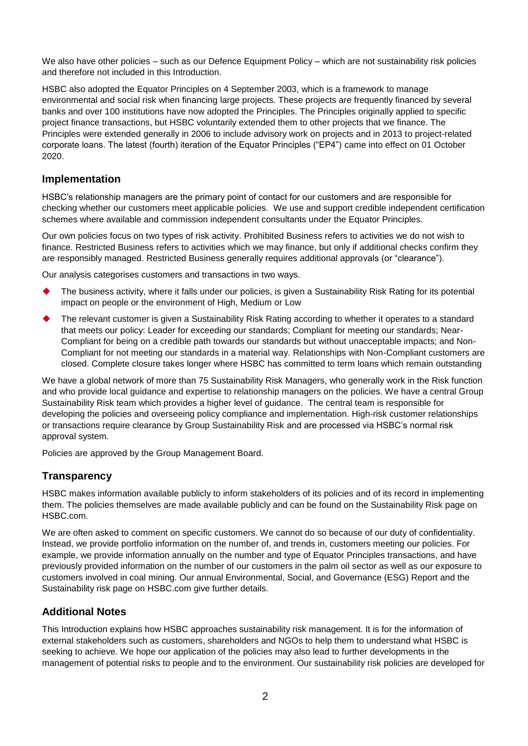We also have other policies – such as our Defence Equipment Policy – which are not sustainability risk policies and therefore not included in this Introduction.

HSBC also adopted the Equator Principles on 4 September 2003, which is a framework to manage environmental and social risk when financing large projects. These projects are frequently financed by several banks and over 100 institutions have now adopted the Principles. The Principles originally applied to specific project finance transactions, but HSBC voluntarily extended them to other projects that we finance. The Principles were extended generally in 2006 to include advisory work on projects and in 2013 to project-related corporate loans. The latest (fourth) iteration of the Equator Principles ("EP4") came into effect on 01 October 2020.

## Implementation

HSBC's relationship managers are the primary point of contact for our customers and are responsible for checking whether our customers meet applicable policies. We use and support credible independent certification schemes where available and commission independent consultants under the Equator Principles.

Our own policies focus on two types of risk activity. Prohibited Business refers to activities we do not wish to finance. Restricted Business refers to activities which we may finance, but only if additional checks confirm they are responsibly managed. Restricted Business generally requires additional approvals (or "clearance").

Our analysis categorises customers and transactions in two ways.

- The business activity, where it falls under our policies, is given a Sustainability Risk Rating for its potential impact on people or the environment of High, Medium or Low
- The relevant customer is given a Sustainability Risk Rating according to whether it operates to a standard that meets our policy: Leader for exceeding our standards; Compliant for meeting our standards; Near-Compliant for being on a credible path towards our standards but without unacceptable impacts; and Non-Compliant for not meeting our standards in a material way. Relationships with Non-Compliant customers are closed. Complete closure takes longer where HSBC has committed to term loans which remain outstanding

We have a global network of more than 75 Sustainability Risk Managers, who generally work in the Risk function and who provide local guidance and expertise to relationship managers on the policies. We have a central Group Sustainability Risk team which provides a higher level of guidance. The central team is responsible for developing the policies and overseeing policy compliance and implementation. High-risk customer relationships or transactions require clearance by Group Sustainability Risk and are processed via HSBC's normal risk approval system.

Policies are approved by the Group Management Board.

## Transparency

HSBC makes information available publicly to inform stakeholders of its policies and of its record in implementing them. The policies themselves are made available publicly and can be found on the Sustainability Risk page on HSBC.com.

We are often asked to comment on specific customers. We cannot do so because of our duty of confidentiality. Instead, we provide portfolio information on the number of, and trends in, customers meeting our policies. For example, we provide information annually on the number and type of Equator Principles transactions, and have previously provided information on the number of our customers in the palm oil sector as well as our exposure to customers involved in coal mining. Our annual Environmental, Social, and Governance (ESG) Report and the Sustainability risk page on HSBC.com give further details.

## Additional Notes

This Introduction explains how HSBC approaches sustainability risk management. It is for the information of external stakeholders such as customers, shareholders and NGOs to help them to understand what HSBC is seeking to achieve. We hope our application of the policies may also lead to further developments in the management of potential risks to people and to the environment. Our sustainability risk policies are developed for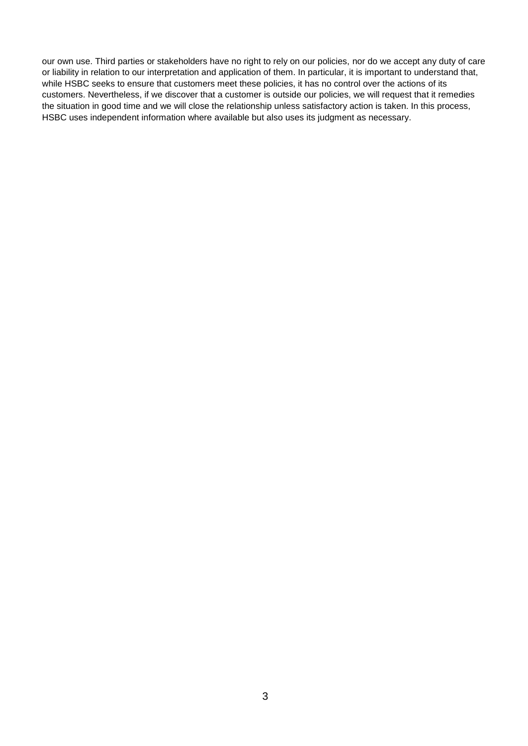our own use. Third parties or stakeholders have no right to rely on our policies, nor do we accept any duty of care or liability in relation to our interpretation and application of them. In particular, it is important to understand that, while HSBC seeks to ensure that customers meet these policies, it has no control over the actions of its customers. Nevertheless, if we discover that a customer is outside our policies, we will request that it remedies the situation in good time and we will close the relationship unless satisfactory action is taken. In this process, HSBC uses independent information where available but also uses its judgment as necessary.